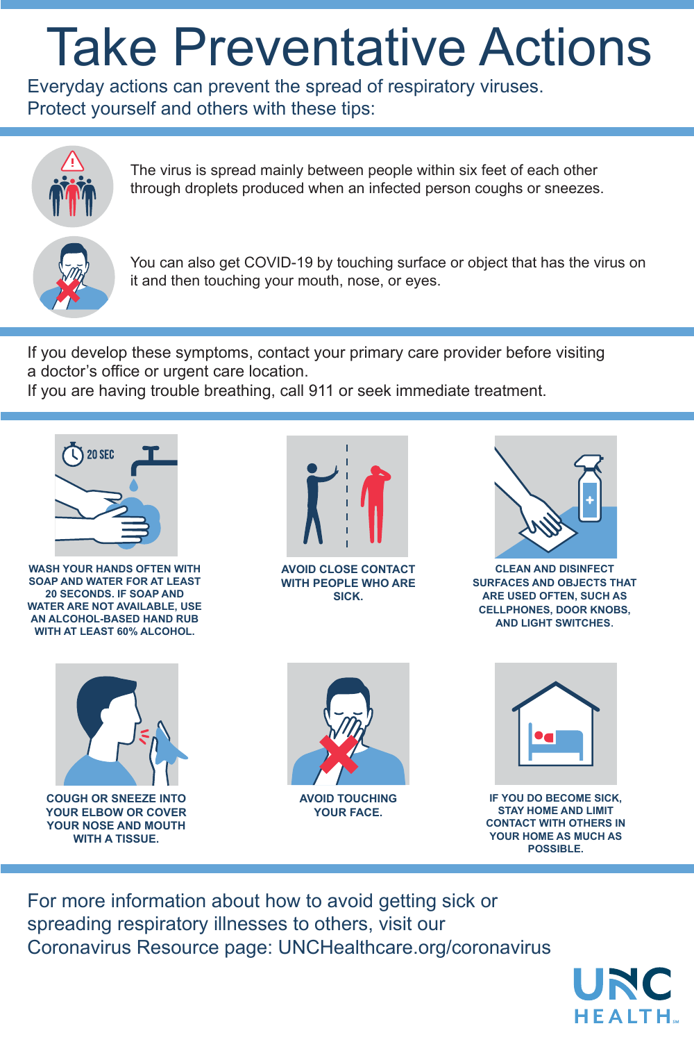# Take Preventative Actions

Everyday actions can prevent the spread of respiratory viruses.
Protect yourself and others with these tips:

The virus is spread mainly between people within six feet of each other through droplets produced when an infected person coughs or sneezes.

You can also get COVID-19 by touching surface or object that has the virus on it and then touching your mouth, nose, or eyes.

If you develop these symptoms, contact your primary care provider before visiting a doctor's office or urgent care location.
If you are having trouble breathing, call 911 or seek immediate treatment.

20 SEC

**WASH YOUR HANDS OFTEN WITH SOAP AND WATER FOR AT LEAST 20 SECONDS. IF SOAP AND WATER ARE NOT AVAILABLE, USE AN ALCOHOL-BASED HAND RUB WITH AT LEAST 60% ALCOHOL.**

**AVOID CLOSE CONTACT WITH PEOPLE WHO ARE SICK.**

**CLEAN AND DISINFECT SURFACES AND OBJECTS THAT ARE USED OFTEN, SUCH AS CELLPHONES, DOOR KNOBS, AND LIGHT SWITCHES.**

**COUGH OR SNEEZE INTO YOUR ELBOW OR COVER YOUR NOSE AND MOUTH WITH A TISSUE.**

**AVOID TOUCHING YOUR FACE.**

**IF YOU DO BECOME SICK, STAY HOME AND LIMIT CONTACT WITH OTHERS IN YOUR HOME AS MUCH AS POSSIBLE.**

For more information about how to avoid getting sick or spreading respiratory illnesses to others, visit our Coronavirus Resource page: UNCHealthcare.org/coronavirus

UNC HEALTH℠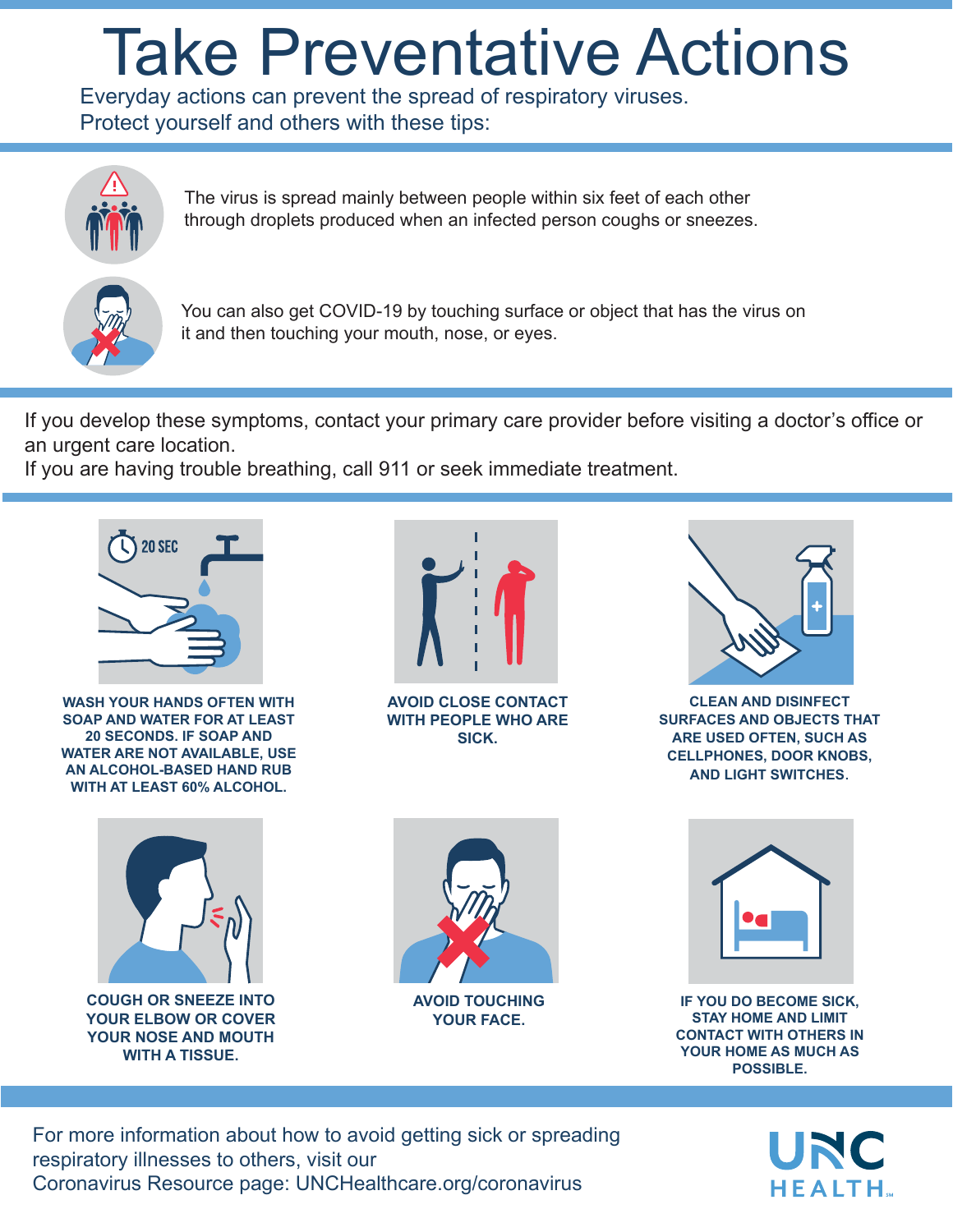# Take Preventative Actions

Everyday actions can prevent the spread of respiratory viruses.
Protect yourself and others with these tips:

The virus is spread mainly between people within six feet of each other through droplets produced when an infected person coughs or sneezes.

You can also get COVID-19 by touching surface or object that has the virus on it and then touching your mouth, nose, or eyes.

If you develop these symptoms, contact your primary care provider before visiting a doctor's office or an urgent care location.
If you are having trouble breathing, call 911 or seek immediate treatment.

20 SEC

**WASH YOUR HANDS OFTEN WITH SOAP AND WATER FOR AT LEAST 20 SECONDS. IF SOAP AND WATER ARE NOT AVAILABLE, USE AN ALCOHOL-BASED HAND RUB WITH AT LEAST 60% ALCOHOL.**

**AVOID CLOSE CONTACT WITH PEOPLE WHO ARE SICK.**

**CLEAN AND DISINFECT SURFACES AND OBJECTS THAT ARE USED OFTEN, SUCH AS CELLPHONES, DOOR KNOBS, AND LIGHT SWITCHES.**

**COUGH OR SNEEZE INTO YOUR ELBOW OR COVER YOUR NOSE AND MOUTH WITH A TISSUE.**

**AVOID TOUCHING YOUR FACE.**

**IF YOU DO BECOME SICK, STAY HOME AND LIMIT CONTACT WITH OTHERS IN YOUR HOME AS MUCH AS POSSIBLE.**

For more information about how to avoid getting sick or spreading respiratory illnesses to others, visit our Coronavirus Resource page: UNCHealthcare.org/coronavirus

UNC HEALTH